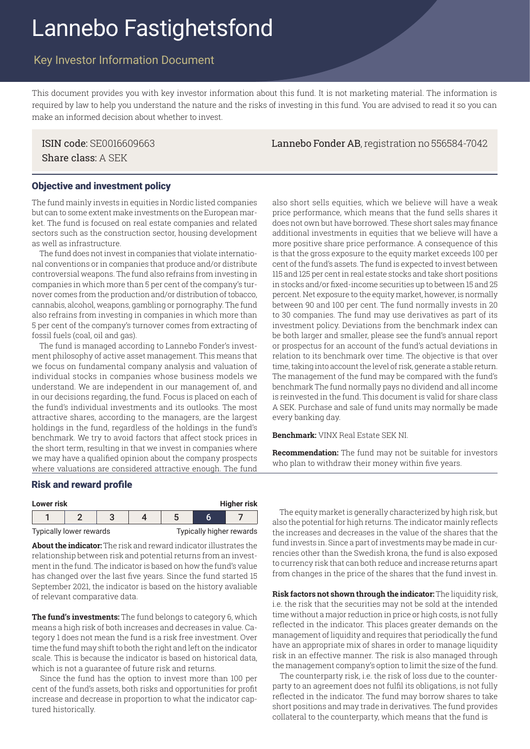# Lannebo Fastighetsfond

## Key Investor Information Document

This document provides you with key investor information about this fund. It is not marketing material. The information is required by law to help you understand the nature and the risks of investing in this fund. You are advised to read it so you can make an informed decision about whether to invest.

ISIN code: SE0016609663
Share class: A SEK

**Lannebo Fonder AB**, registration no 556584-7042

### Objective and investment policy

The fund mainly invests in equities in Nordic listed companies but can to some extent make investments on the European market. The fund is focused on real estate companies and related sectors such as the construction sector, housing development as well as infrastructure.

The fund does not invest in companies that violate international conventions or in companies that produce and/or distribute controversial weapons. The fund also refrains from investing in companies in which more than 5 per cent of the company's turnover comes from the production and/or distribution of tobacco, cannabis, alcohol, weapons, gambling or pornography. The fund also refrains from investing in companies in which more than 5 per cent of the company's turnover comes from extracting of fossil fuels (coal, oil and gas).

The fund is managed according to Lannebo Fonder's investment philosophy of active asset management. This means that we focus on fundamental company analysis and valuation of individual stocks in companies whose business models we understand. We are independent in our management of, and in our decisions regarding, the fund. Focus is placed on each of the fund's individual investments and its outlooks. The most attractive shares, according to the managers, are the largest holdings in the fund, regardless of the holdings in the fund's benchmark. We try to avoid factors that affect stock prices in the short term, resulting in that we invest in companies where we may have a qualified opinion about the company prospects where valuations are considered attractive enough. The fund also short sells equities, which we believe will have a weak price performance, which means that the fund sells shares it does not own but have borrowed. These short sales may finance additional investments in equities that we believe will have a more positive share price performance. A consequence of this is that the gross exposure to the equity market exceeds 100 per cent of the fund's assets. The fund is expected to invest between 115 and 125 per cent in real estate stocks and take short positions in stocks and/or fixed-income securities up to between 15 and 25 percent. Net exposure to the equity market, however, is normally between 90 and 100 per cent. The fund normally invests in 20 to 30 companies. The fund may use derivatives as part of its investment policy. Deviations from the benchmark index can be both larger and smaller, please see the fund's annual report or prospectus for an account of the fund's actual deviations in relation to its benchmark over time. The objective is that over time, taking into account the level of risk, generate a stable return. The management of the fund may be compared with the fund's benchmark The fund normally pays no dividend and all income is reinvested in the fund. This document is valid for share class A SEK. Purchase and sale of fund units may normally be made every banking day.

**Benchmark:** VINX Real Estate SEK NI.

**Recommendation:** The fund may not be suitable for investors who plan to withdraw their money within five years.

### Risk and reward profile

| Lower risk | | | | | | Higher risk |
|---|---|---|---|---|---|---|
| 1 | 2 | 3 | 4 | 5 | **6** | 7 |
| Typically lower rewards | | | | | | Typically higher rewards |

**About the indicator:** The risk and reward indicator illustrates the relationship between risk and potential returns from an investment in the fund. The indicator is based on how the fund's value has changed over the last five years. Since the fund started 15 September 2021, the indicator is based on the history avaliable of relevant comparative data.

**The fund's investments:** The fund belongs to category 6, which means a high risk of both increases and decreases in value. Category 1 does not mean the fund is a risk free investment. Over time the fund may shift to both the right and left on the indicator scale. This is because the indicator is based on historical data, which is not a guarantee of future risk and returns.

Since the fund has the option to invest more than 100 per cent of the fund's assets, both risks and opportunities for profit increase and decrease in proportion to what the indicator captured historically.

The equity market is generally characterized by high risk, but also the potential for high returns. The indicator mainly reflects the increases and decreases in the value of the shares that the fund invests in. Since a part of investments may be made in currencies other than the Swedish krona, the fund is also exposed to currency risk that can both reduce and increase returns apart from changes in the price of the shares that the fund invest in.

**Risk factors not shown through the indicator:** The liquidity risk, i.e. the risk that the securities may not be sold at the intended time without a major reduction in price or high costs, is not fully reflected in the indicator. This places greater demands on the management of liquidity and requires that periodically the fund have an appropriate mix of shares in order to manage liquidity risk in an effective manner. The risk is also managed through the management company's option to limit the size of the fund.

The counterparty risk, i.e. the risk of loss due to the counterparty to an agreement does not fulfil its obligations, is not fully reflected in the indicator. The fund may borrow shares to take short positions and may trade in derivatives. The fund provides collateral to the counterparty, which means that the fund is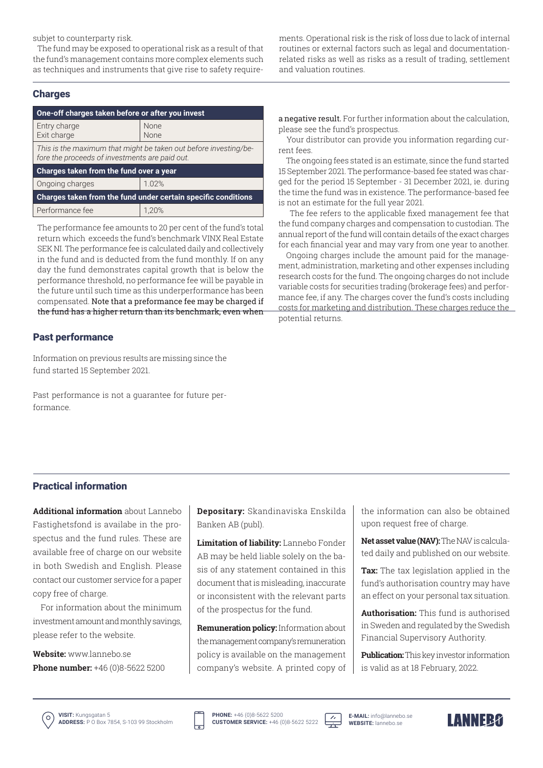subjet to counterparty risk.

The fund may be exposed to operational risk as a result of that the fund's management contains more complex elements such as techniques and instruments that give rise to safety requirements. Operational risk is the risk of loss due to lack of internal routines or external factors such as legal and documentation-related risks as well as risks as a result of trading, settlement and valuation routines.

## Charges

| One-off charges taken before or after you invest | |
|---|---|
| Entry charge<br>Exit charge | None<br>None |
| *This is the maximum that might be taken out before investing/before the proceeds of investments are paid out.* | |
| **Charges taken from the fund over a year** | |
| Ongoing charges | 1.02% |
| **Charges taken from the fund under certain specific conditions** | |
| Performance fee | 1,20% |

The performance fee amounts to 20 per cent of the fund's total return which exceeds the fund's benchmark VINX Real Estate SEK NI. The performance fee is calculated daily and collectively in the fund and is deducted from the fund monthly. If on any day the fund demonstrates capital growth that is below the performance threshold, no performance fee will be payable in the future until such time as this underperformance has been compensated. Note that a preformance fee may be charged if the fund has a higher return than its benchmark, even when a negative result. For further information about the calculation, please see the fund's prospectus.

Your distributor can provide you information regarding current fees.

The ongoing fees stated is an estimate, since the fund started 15 September 2021. The performance-based fee stated was charged for the period 15 September - 31 December 2021, ie. during the time the fund was in existence. The performance-based fee is not an estimate for the full year 2021.

The fee refers to the applicable fixed management fee that the fund company charges and compensation to custodian. The annual report of the fund will contain details of the exact charges for each financial year and may vary from one year to another.

Ongoing charges include the amount paid for the management, administration, marketing and other expenses including research costs for the fund. The ongoing charges do not include variable costs for securities trading (brokerage fees) and performance fee, if any. The charges cover the fund's costs including costs for marketing and distribution. These charges reduce the potential returns.

## Past performance

Information on previous results are missing since the fund started 15 September 2021.

Past performance is not a guarantee for future performance.

## Practical information

**Additional information** about Lannebo Fastighetsfond is availabe in the prospectus and the fund rules. These are available free of charge on our website in both Swedish and English. Please contact our customer service for a paper copy free of charge.

For information about the minimum investment amount and monthly savings, please refer to the website.

**Website:** www.lannebo.se
**Phone number:** +46 (0)8-5622 5200

**Depositary:** Skandinaviska Enskilda Banken AB (publ).

**Limitation of liability:** Lannebo Fonder AB may be held liable solely on the basis of any statement contained in this document that is misleading, inaccurate or inconsistent with the relevant parts of the prospectus for the fund.

**Remuneration policy:** Information about the management company's remuneration policy is available on the management company's website. A printed copy of the information can also be obtained upon request free of charge.

**Net asset value (NAV):** The NAV is calculated daily and published on our website.

**Tax:** The tax legislation applied in the fund's authorisation country may have an effect on your personal tax situation.

**Authorisation:** This fund is authorised in Sweden and regulated by the Swedish Financial Supervisory Authority.

**Publication:** This key investor information is valid as at 18 February, 2022.

**VISIT:** Kungsgatan 5
**ADDRESS:** P O Box 7854, S-103 99 Stockholm

**PHONE:** +46 (0)8-5622 5200
**CUSTOMER SERVICE:** +46 (0)8-5622 5222

**E-MAIL:** info@lannebo.se
**WEBSITE:** lannebo.se

LANNEBO